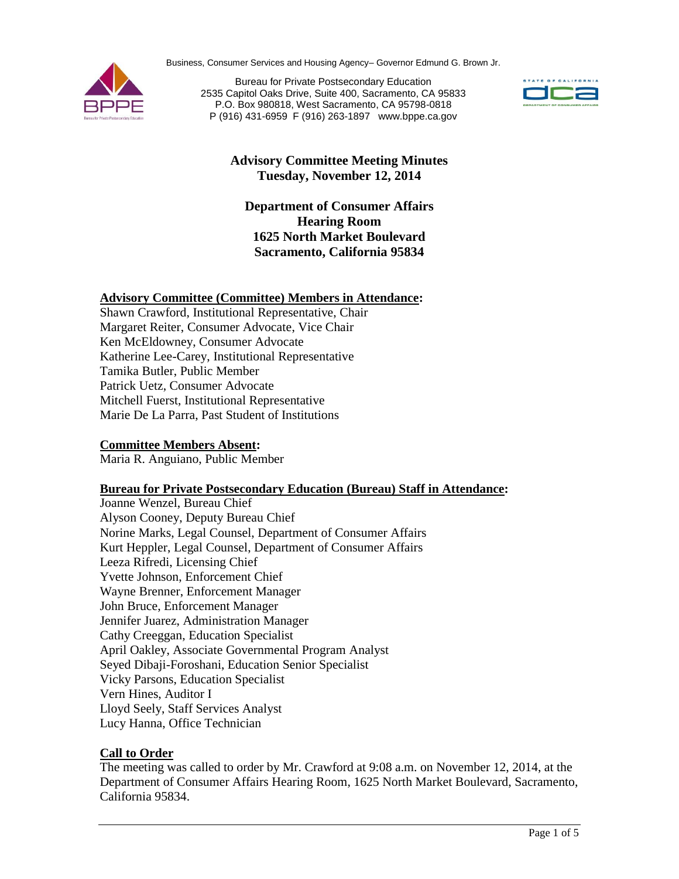Business, Consumer Services and Housing Agency– Governor Edmund G. Brown Jr.

Bureau for Private Postsecondary Education
2535 Capitol Oaks Drive, Suite 400, Sacramento, CA 95833
P.O. Box 980818, West Sacramento, CA 95798-0818
P (916) 431-6959 F (916) 263-1897 www.bppe.ca.gov

# Advisory Committee Meeting Minutes
## Tuesday, November 12, 2014

**Department of Consumer Affairs**
**Hearing Room**
**1625 North Market Boulevard**
**Sacramento, California 95834**

**Advisory Committee (Committee) Members in Attendance:**

Shawn Crawford, Institutional Representative, Chair
Margaret Reiter, Consumer Advocate, Vice Chair
Ken McEldowney, Consumer Advocate
Katherine Lee-Carey, Institutional Representative
Tamika Butler, Public Member
Patrick Uetz, Consumer Advocate
Mitchell Fuerst, Institutional Representative
Marie De La Parra, Past Student of Institutions

**Committee Members Absent:**

Maria R. Anguiano, Public Member

**Bureau for Private Postsecondary Education (Bureau) Staff in Attendance:**

Joanne Wenzel, Bureau Chief
Alyson Cooney, Deputy Bureau Chief
Norine Marks, Legal Counsel, Department of Consumer Affairs
Kurt Heppler, Legal Counsel, Department of Consumer Affairs
Leeza Rifredi, Licensing Chief
Yvette Johnson, Enforcement Chief
Wayne Brenner, Enforcement Manager
John Bruce, Enforcement Manager
Jennifer Juarez, Administration Manager
Cathy Creeggan, Education Specialist
April Oakley, Associate Governmental Program Analyst
Seyed Dibaji-Foroshani, Education Senior Specialist
Vicky Parsons, Education Specialist
Vern Hines, Auditor I
Lloyd Seely, Staff Services Analyst
Lucy Hanna, Office Technician

**Call to Order**

The meeting was called to order by Mr. Crawford at 9:08 a.m. on November 12, 2014, at the Department of Consumer Affairs Hearing Room, 1625 North Market Boulevard, Sacramento, California 95834.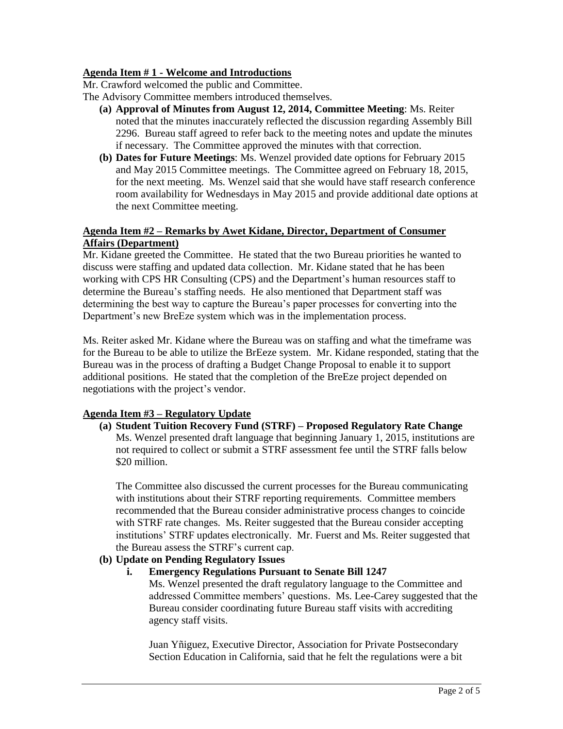**Agenda Item # 1 - Welcome and Introductions**

Mr. Crawford welcomed the public and Committee.
The Advisory Committee members introduced themselves.

- **(a) Approval of Minutes from August 12, 2014, Committee Meeting**: Ms. Reiter noted that the minutes inaccurately reflected the discussion regarding Assembly Bill 2296. Bureau staff agreed to refer back to the meeting notes and update the minutes if necessary. The Committee approved the minutes with that correction.
- **(b) Dates for Future Meetings**: Ms. Wenzel provided date options for February 2015 and May 2015 Committee meetings. The Committee agreed on February 18, 2015, for the next meeting. Ms. Wenzel said that she would have staff research conference room availability for Wednesdays in May 2015 and provide additional date options at the next Committee meeting.

**Agenda Item #2 – Remarks by Awet Kidane, Director, Department of Consumer Affairs (Department)**

Mr. Kidane greeted the Committee. He stated that the two Bureau priorities he wanted to discuss were staffing and updated data collection. Mr. Kidane stated that he has been working with CPS HR Consulting (CPS) and the Department's human resources staff to determine the Bureau's staffing needs. He also mentioned that Department staff was determining the best way to capture the Bureau's paper processes for converting into the Department's new BreEze system which was in the implementation process.

Ms. Reiter asked Mr. Kidane where the Bureau was on staffing and what the timeframe was for the Bureau to be able to utilize the BrEeze system. Mr. Kidane responded, stating that the Bureau was in the process of drafting a Budget Change Proposal to enable it to support additional positions. He stated that the completion of the BreEze project depended on negotiations with the project's vendor.

**Agenda Item #3 – Regulatory Update**

- **(a) Student Tuition Recovery Fund (STRF) – Proposed Regulatory Rate Change**
  Ms. Wenzel presented draft language that beginning January 1, 2015, institutions are not required to collect or submit a STRF assessment fee until the STRF falls below \$20 million.

  The Committee also discussed the current processes for the Bureau communicating with institutions about their STRF reporting requirements. Committee members recommended that the Bureau consider administrative process changes to coincide with STRF rate changes. Ms. Reiter suggested that the Bureau consider accepting institutions' STRF updates electronically. Mr. Fuerst and Ms. Reiter suggested that the Bureau assess the STRF's current cap.
- **(b) Update on Pending Regulatory Issues**
  - **i. Emergency Regulations Pursuant to Senate Bill 1247**
    Ms. Wenzel presented the draft regulatory language to the Committee and addressed Committee members' questions. Ms. Lee-Carey suggested that the Bureau consider coordinating future Bureau staff visits with accrediting agency staff visits.

    Juan Yñiguez, Executive Director, Association for Private Postsecondary Section Education in California, said that he felt the regulations were a bit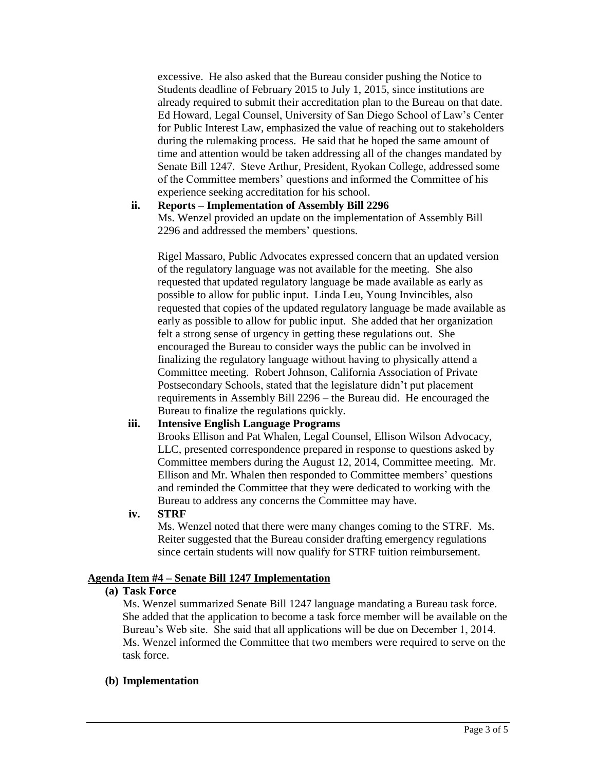excessive. He also asked that the Bureau consider pushing the Notice to Students deadline of February 2015 to July 1, 2015, since institutions are already required to submit their accreditation plan to the Bureau on that date. Ed Howard, Legal Counsel, University of San Diego School of Law's Center for Public Interest Law, emphasized the value of reaching out to stakeholders during the rulemaking process. He said that he hoped the same amount of time and attention would be taken addressing all of the changes mandated by Senate Bill 1247. Steve Arthur, President, Ryokan College, addressed some of the Committee members' questions and informed the Committee of his experience seeking accreditation for his school.

**ii. Reports – Implementation of Assembly Bill 2296**

Ms. Wenzel provided an update on the implementation of Assembly Bill 2296 and addressed the members' questions.

Rigel Massaro, Public Advocates expressed concern that an updated version of the regulatory language was not available for the meeting. She also requested that updated regulatory language be made available as early as possible to allow for public input. Linda Leu, Young Invincibles, also requested that copies of the updated regulatory language be made available as early as possible to allow for public input. She added that her organization felt a strong sense of urgency in getting these regulations out. She encouraged the Bureau to consider ways the public can be involved in finalizing the regulatory language without having to physically attend a Committee meeting. Robert Johnson, California Association of Private Postsecondary Schools, stated that the legislature didn't put placement requirements in Assembly Bill 2296 – the Bureau did. He encouraged the Bureau to finalize the regulations quickly.

**iii. Intensive English Language Programs**

Brooks Ellison and Pat Whalen, Legal Counsel, Ellison Wilson Advocacy, LLC, presented correspondence prepared in response to questions asked by Committee members during the August 12, 2014, Committee meeting. Mr. Ellison and Mr. Whalen then responded to Committee members' questions and reminded the Committee that they were dedicated to working with the Bureau to address any concerns the Committee may have.

**iv. STRF**

Ms. Wenzel noted that there were many changes coming to the STRF. Ms. Reiter suggested that the Bureau consider drafting emergency regulations since certain students will now qualify for STRF tuition reimbursement.

## Agenda Item #4 – Senate Bill 1247 Implementation

**(a) Task Force**

Ms. Wenzel summarized Senate Bill 1247 language mandating a Bureau task force. She added that the application to become a task force member will be available on the Bureau's Web site. She said that all applications will be due on December 1, 2014. Ms. Wenzel informed the Committee that two members were required to serve on the task force.

**(b) Implementation**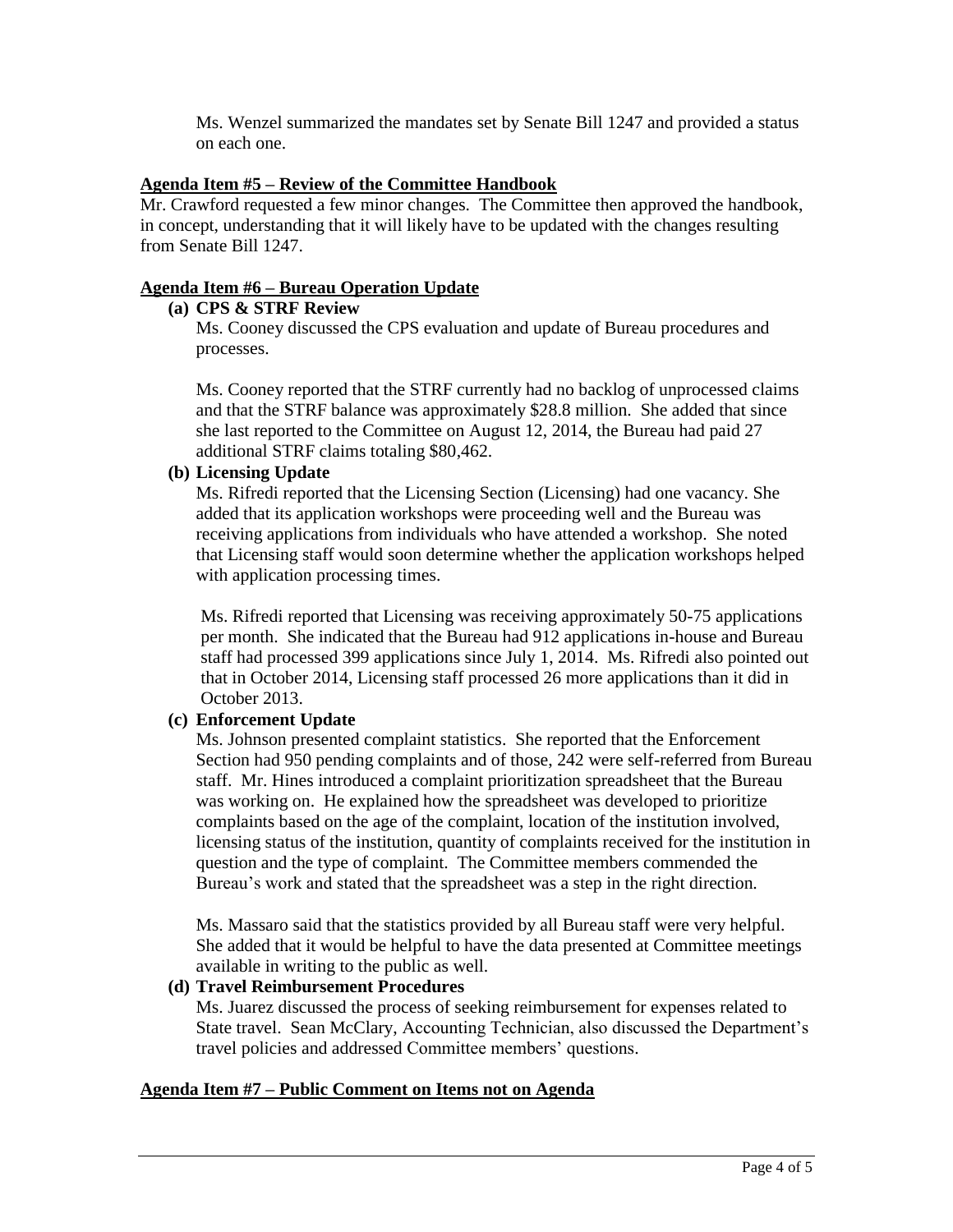Ms. Wenzel summarized the mandates set by Senate Bill 1247 and provided a status on each one.

**Agenda Item #5 – Review of the Committee Handbook**

Mr. Crawford requested a few minor changes. The Committee then approved the handbook, in concept, understanding that it will likely have to be updated with the changes resulting from Senate Bill 1247.

**Agenda Item #6 – Bureau Operation Update**

**(a) CPS & STRF Review**

Ms. Cooney discussed the CPS evaluation and update of Bureau procedures and processes.

Ms. Cooney reported that the STRF currently had no backlog of unprocessed claims and that the STRF balance was approximately $28.8 million. She added that since she last reported to the Committee on August 12, 2014, the Bureau had paid 27 additional STRF claims totaling $80,462.

**(b) Licensing Update**

Ms. Rifredi reported that the Licensing Section (Licensing) had one vacancy. She added that its application workshops were proceeding well and the Bureau was receiving applications from individuals who have attended a workshop. She noted that Licensing staff would soon determine whether the application workshops helped with application processing times.

Ms. Rifredi reported that Licensing was receiving approximately 50-75 applications per month. She indicated that the Bureau had 912 applications in-house and Bureau staff had processed 399 applications since July 1, 2014. Ms. Rifredi also pointed out that in October 2014, Licensing staff processed 26 more applications than it did in October 2013.

**(c) Enforcement Update**

Ms. Johnson presented complaint statistics. She reported that the Enforcement Section had 950 pending complaints and of those, 242 were self-referred from Bureau staff. Mr. Hines introduced a complaint prioritization spreadsheet that the Bureau was working on. He explained how the spreadsheet was developed to prioritize complaints based on the age of the complaint, location of the institution involved, licensing status of the institution, quantity of complaints received for the institution in question and the type of complaint. The Committee members commended the Bureau's work and stated that the spreadsheet was a step in the right direction.

Ms. Massaro said that the statistics provided by all Bureau staff were very helpful. She added that it would be helpful to have the data presented at Committee meetings available in writing to the public as well.

**(d) Travel Reimbursement Procedures**

Ms. Juarez discussed the process of seeking reimbursement for expenses related to State travel. Sean McClary, Accounting Technician, also discussed the Department's travel policies and addressed Committee members' questions.

**Agenda Item #7 – Public Comment on Items not on Agenda**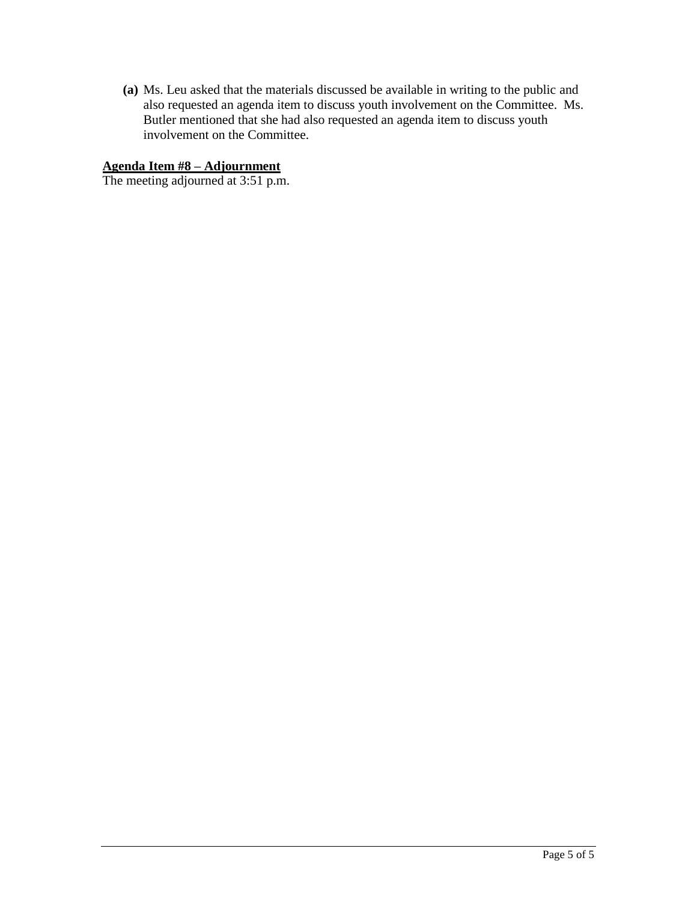**(a)** Ms. Leu asked that the materials discussed be available in writing to the public and also requested an agenda item to discuss youth involvement on the Committee. Ms. Butler mentioned that she had also requested an agenda item to discuss youth involvement on the Committee.

**Agenda Item #8 – Adjournment**

The meeting adjourned at 3:51 p.m.